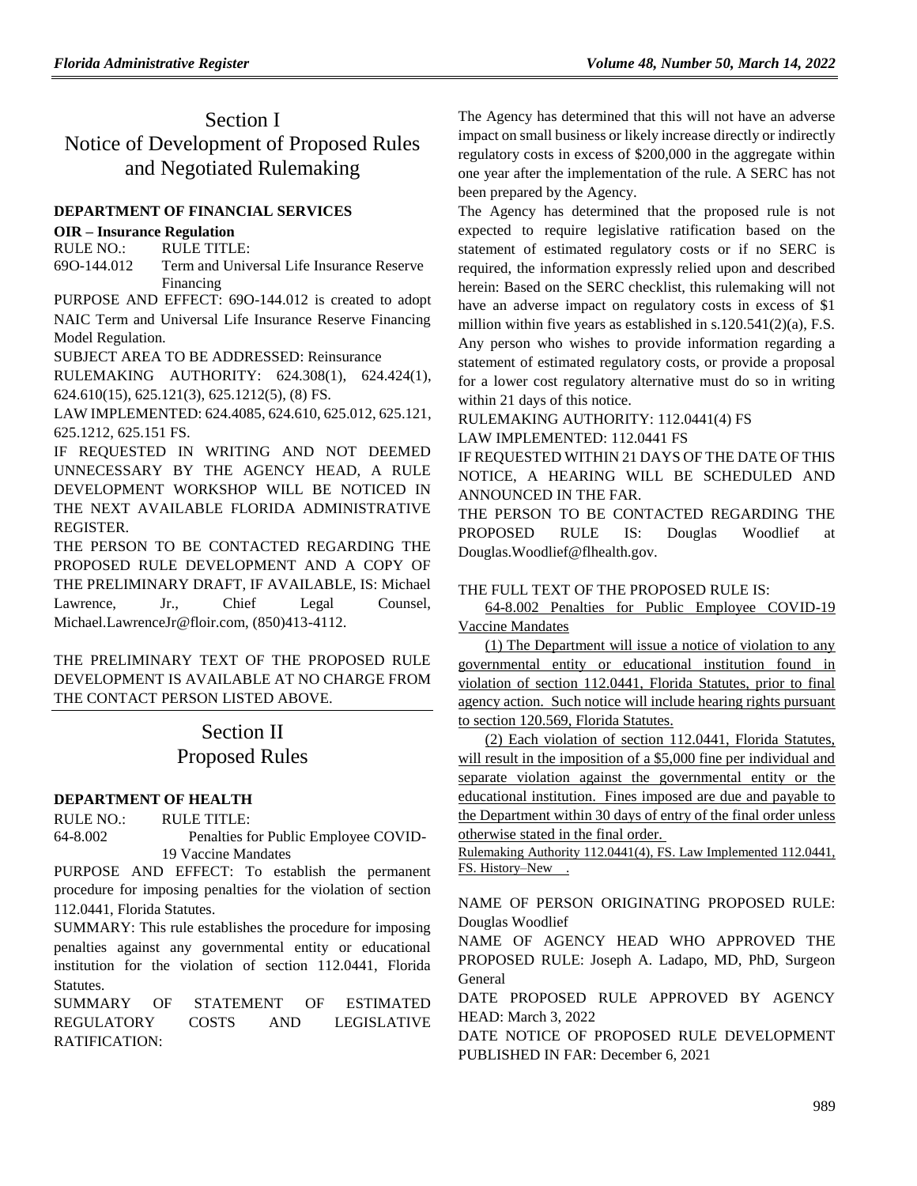# Section I
# Notice of Development of Proposed Rules and Negotiated Rulemaking

### DEPARTMENT OF FINANCIAL SERVICES

**OIR – Insurance Regulation**

RULE NO.: RULE TITLE:

69O-144.012 Term and Universal Life Insurance Reserve Financing

PURPOSE AND EFFECT: 69O-144.012 is created to adopt NAIC Term and Universal Life Insurance Reserve Financing Model Regulation.

SUBJECT AREA TO BE ADDRESSED: Reinsurance

RULEMAKING AUTHORITY: 624.308(1), 624.424(1), 624.610(15), 625.121(3), 625.1212(5), (8) FS.

LAW IMPLEMENTED: 624.4085, 624.610, 625.012, 625.121, 625.1212, 625.151 FS.

IF REQUESTED IN WRITING AND NOT DEEMED UNNECESSARY BY THE AGENCY HEAD, A RULE DEVELOPMENT WORKSHOP WILL BE NOTICED IN THE NEXT AVAILABLE FLORIDA ADMINISTRATIVE REGISTER.

THE PERSON TO BE CONTACTED REGARDING THE PROPOSED RULE DEVELOPMENT AND A COPY OF THE PRELIMINARY DRAFT, IF AVAILABLE, IS: Michael Lawrence, Jr., Chief Legal Counsel, Michael.LawrenceJr@floir.com, (850)413-4112.

THE PRELIMINARY TEXT OF THE PROPOSED RULE DEVELOPMENT IS AVAILABLE AT NO CHARGE FROM THE CONTACT PERSON LISTED ABOVE.

# Section II
# Proposed Rules

### DEPARTMENT OF HEALTH

RULE NO.: RULE TITLE:

64-8.002 Penalties for Public Employee COVID-19 Vaccine Mandates

PURPOSE AND EFFECT: To establish the permanent procedure for imposing penalties for the violation of section 112.0441, Florida Statutes.

SUMMARY: This rule establishes the procedure for imposing penalties against any governmental entity or educational institution for the violation of section 112.0441, Florida Statutes.

SUMMARY OF STATEMENT OF ESTIMATED REGULATORY COSTS AND LEGISLATIVE RATIFICATION:

The Agency has determined that this will not have an adverse impact on small business or likely increase directly or indirectly regulatory costs in excess of $200,000 in the aggregate within one year after the implementation of the rule. A SERC has not been prepared by the Agency.

The Agency has determined that the proposed rule is not expected to require legislative ratification based on the statement of estimated regulatory costs or if no SERC is required, the information expressly relied upon and described herein: Based on the SERC checklist, this rulemaking will not have an adverse impact on regulatory costs in excess of $1 million within five years as established in s.120.541(2)(a), F.S.

Any person who wishes to provide information regarding a statement of estimated regulatory costs, or provide a proposal for a lower cost regulatory alternative must do so in writing within 21 days of this notice.

RULEMAKING AUTHORITY: 112.0441(4) FS

LAW IMPLEMENTED: 112.0441 FS

IF REQUESTED WITHIN 21 DAYS OF THE DATE OF THIS NOTICE, A HEARING WILL BE SCHEDULED AND ANNOUNCED IN THE FAR.

THE PERSON TO BE CONTACTED REGARDING THE PROPOSED RULE IS: Douglas Woodlief at Douglas.Woodlief@flhealth.gov.

THE FULL TEXT OF THE PROPOSED RULE IS:

64-8.002 Penalties for Public Employee COVID-19 Vaccine Mandates

(1) The Department will issue a notice of violation to any governmental entity or educational institution found in violation of section 112.0441, Florida Statutes, prior to final agency action. Such notice will include hearing rights pursuant to section 120.569, Florida Statutes.

(2) Each violation of section 112.0441, Florida Statutes, will result in the imposition of a $5,000 fine per individual and separate violation against the governmental entity or the educational institution. Fines imposed are due and payable to the Department within 30 days of entry of the final order unless otherwise stated in the final order.

Rulemaking Authority 112.0441(4), FS. Law Implemented 112.0441, FS. History–New .

NAME OF PERSON ORIGINATING PROPOSED RULE: Douglas Woodlief

NAME OF AGENCY HEAD WHO APPROVED THE PROPOSED RULE: Joseph A. Ladapo, MD, PhD, Surgeon General

DATE PROPOSED RULE APPROVED BY AGENCY HEAD: March 3, 2022

DATE NOTICE OF PROPOSED RULE DEVELOPMENT PUBLISHED IN FAR: December 6, 2021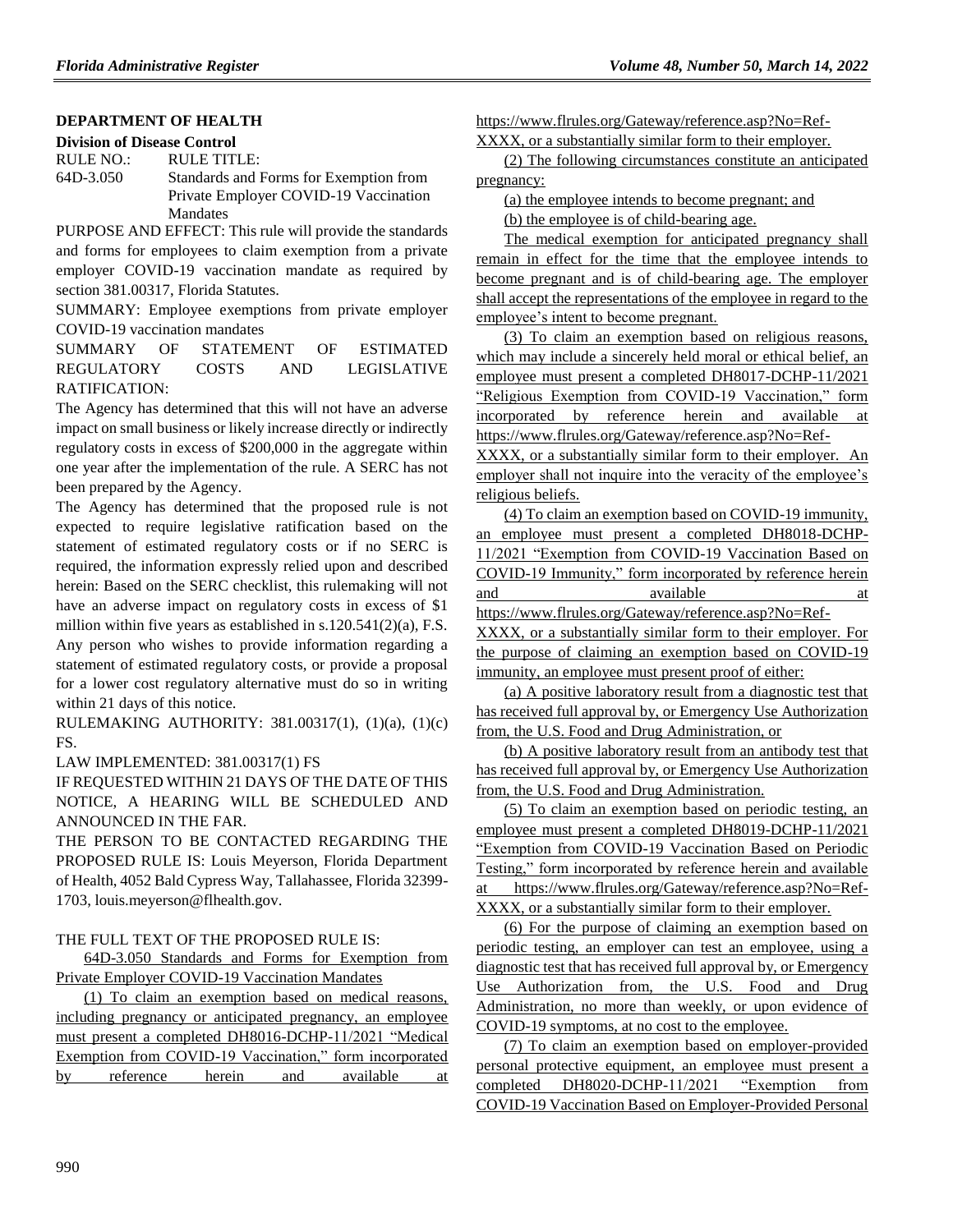## DEPARTMENT OF HEALTH

### Division of Disease Control

RULE NO.: RULE TITLE:

64D-3.050 Standards and Forms for Exemption from Private Employer COVID-19 Vaccination Mandates

PURPOSE AND EFFECT: This rule will provide the standards and forms for employees to claim exemption from a private employer COVID-19 vaccination mandate as required by section 381.00317, Florida Statutes.

SUMMARY: Employee exemptions from private employer COVID-19 vaccination mandates

SUMMARY OF STATEMENT OF ESTIMATED REGULATORY COSTS AND LEGISLATIVE RATIFICATION:

The Agency has determined that this will not have an adverse impact on small business or likely increase directly or indirectly regulatory costs in excess of $200,000 in the aggregate within one year after the implementation of the rule. A SERC has not been prepared by the Agency.

The Agency has determined that the proposed rule is not expected to require legislative ratification based on the statement of estimated regulatory costs or if no SERC is required, the information expressly relied upon and described herein: Based on the SERC checklist, this rulemaking will not have an adverse impact on regulatory costs in excess of $1 million within five years as established in s.120.541(2)(a), F.S.

Any person who wishes to provide information regarding a statement of estimated regulatory costs, or provide a proposal for a lower cost regulatory alternative must do so in writing within 21 days of this notice.

RULEMAKING AUTHORITY: 381.00317(1), (1)(a), (1)(c) FS.

LAW IMPLEMENTED: 381.00317(1) FS

IF REQUESTED WITHIN 21 DAYS OF THE DATE OF THIS NOTICE, A HEARING WILL BE SCHEDULED AND ANNOUNCED IN THE FAR.

THE PERSON TO BE CONTACTED REGARDING THE PROPOSED RULE IS: Louis Meyerson, Florida Department of Health, 4052 Bald Cypress Way, Tallahassee, Florida 32399-1703, louis.meyerson@flhealth.gov.

THE FULL TEXT OF THE PROPOSED RULE IS:

64D-3.050 Standards and Forms for Exemption from Private Employer COVID-19 Vaccination Mandates

(1) To claim an exemption based on medical reasons, including pregnancy or anticipated pregnancy, an employee must present a completed DH8016-DCHP-11/2021 "Medical Exemption from COVID-19 Vaccination," form incorporated by reference herein and available at https://www.flrules.org/Gateway/reference.asp?No=Ref-XXXX, or a substantially similar form to their employer.

(2) The following circumstances constitute an anticipated pregnancy:

(a) the employee intends to become pregnant; and

(b) the employee is of child-bearing age.

The medical exemption for anticipated pregnancy shall remain in effect for the time that the employee intends to become pregnant and is of child-bearing age. The employer shall accept the representations of the employee in regard to the employee's intent to become pregnant.

(3) To claim an exemption based on religious reasons, which may include a sincerely held moral or ethical belief, an employee must present a completed DH8017-DCHP-11/2021 "Religious Exemption from COVID-19 Vaccination," form incorporated by reference herein and available at https://www.flrules.org/Gateway/reference.asp?No=Ref-XXXX, or a substantially similar form to their employer. An employer shall not inquire into the veracity of the employee's religious beliefs.

(4) To claim an exemption based on COVID-19 immunity, an employee must present a completed DH8018-DCHP-11/2021 "Exemption from COVID-19 Vaccination Based on COVID-19 Immunity," form incorporated by reference herein and available at https://www.flrules.org/Gateway/reference.asp?No=Ref-XXXX, or a substantially similar form to their employer. For the purpose of claiming an exemption based on COVID-19 immunity, an employee must present proof of either:

(a) A positive laboratory result from a diagnostic test that has received full approval by, or Emergency Use Authorization from, the U.S. Food and Drug Administration, or

(b) A positive laboratory result from an antibody test that has received full approval by, or Emergency Use Authorization from, the U.S. Food and Drug Administration.

(5) To claim an exemption based on periodic testing, an employee must present a completed DH8019-DCHP-11/2021 "Exemption from COVID-19 Vaccination Based on Periodic Testing," form incorporated by reference herein and available at https://www.flrules.org/Gateway/reference.asp?No=Ref-XXXX, or a substantially similar form to their employer.

(6) For the purpose of claiming an exemption based on periodic testing, an employer can test an employee, using a diagnostic test that has received full approval by, or Emergency Use Authorization from, the U.S. Food and Drug Administration, no more than weekly, or upon evidence of COVID-19 symptoms, at no cost to the employee.

(7) To claim an exemption based on employer-provided personal protective equipment, an employee must present a completed DH8020-DCHP-11/2021 "Exemption from COVID-19 Vaccination Based on Employer-Provided Personal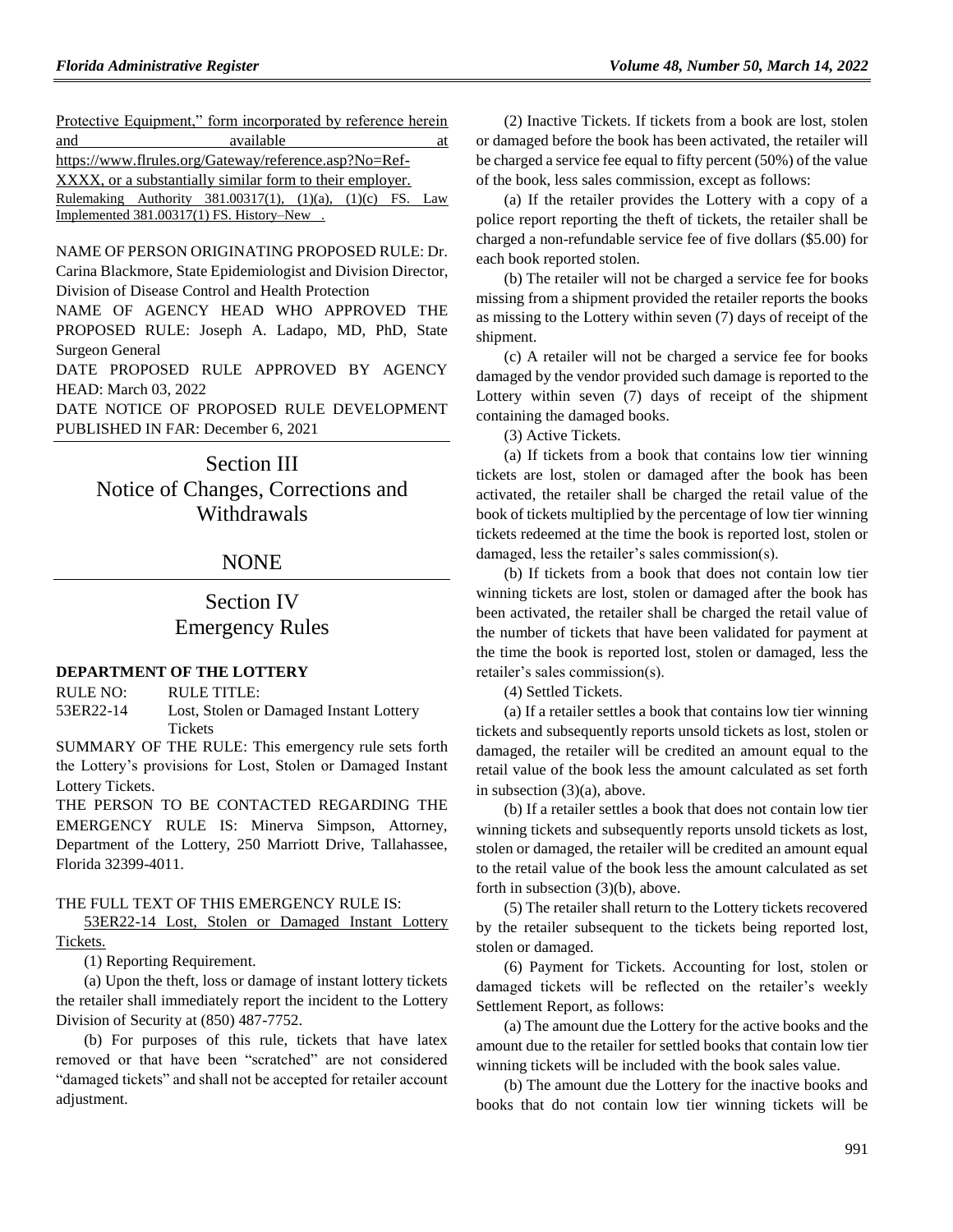Protective Equipment," form incorporated by reference herein and available at https://www.flrules.org/Gateway/reference.asp?No=Ref-XXXX, or a substantially similar form to their employer.

Rulemaking Authority 381.00317(1), (1)(a), (1)(c) FS. Law Implemented 381.00317(1) FS. History–New .

NAME OF PERSON ORIGINATING PROPOSED RULE: Dr. Carina Blackmore, State Epidemiologist and Division Director, Division of Disease Control and Health Protection

NAME OF AGENCY HEAD WHO APPROVED THE PROPOSED RULE: Joseph A. Ladapo, MD, PhD, State Surgeon General

DATE PROPOSED RULE APPROVED BY AGENCY HEAD: March 03, 2022

DATE NOTICE OF PROPOSED RULE DEVELOPMENT PUBLISHED IN FAR: December 6, 2021

# Section III
# Notice of Changes, Corrections and Withdrawals

## NONE

# Section IV
# Emergency Rules

### DEPARTMENT OF THE LOTTERY

RULE NO.: RULE TITLE:

53ER22-14 Lost, Stolen or Damaged Instant Lottery Tickets

SUMMARY OF THE RULE: This emergency rule sets forth the Lottery's provisions for Lost, Stolen or Damaged Instant Lottery Tickets.

THE PERSON TO BE CONTACTED REGARDING THE EMERGENCY RULE IS: Minerva Simpson, Attorney, Department of the Lottery, 250 Marriott Drive, Tallahassee, Florida 32399-4011.

THE FULL TEXT OF THIS EMERGENCY RULE IS:

53ER22-14 Lost, Stolen or Damaged Instant Lottery Tickets.

(1) Reporting Requirement.

(a) Upon the theft, loss or damage of instant lottery tickets the retailer shall immediately report the incident to the Lottery Division of Security at (850) 487-7752.

(b) For purposes of this rule, tickets that have latex removed or that have been "scratched" are not considered "damaged tickets" and shall not be accepted for retailer account adjustment.

(2) Inactive Tickets. If tickets from a book are lost, stolen or damaged before the book has been activated, the retailer will be charged a service fee equal to fifty percent (50%) of the value of the book, less sales commission, except as follows:

(a) If the retailer provides the Lottery with a copy of a police report reporting the theft of tickets, the retailer shall be charged a non-refundable service fee of five dollars ($5.00) for each book reported stolen.

(b) The retailer will not be charged a service fee for books missing from a shipment provided the retailer reports the books as missing to the Lottery within seven (7) days of receipt of the shipment.

(c) A retailer will not be charged a service fee for books damaged by the vendor provided such damage is reported to the Lottery within seven (7) days of receipt of the shipment containing the damaged books.

(3) Active Tickets.

(a) If tickets from a book that contains low tier winning tickets are lost, stolen or damaged after the book has been activated, the retailer shall be charged the retail value of the book of tickets multiplied by the percentage of low tier winning tickets redeemed at the time the book is reported lost, stolen or damaged, less the retailer's sales commission(s).

(b) If tickets from a book that does not contain low tier winning tickets are lost, stolen or damaged after the book has been activated, the retailer shall be charged the retail value of the number of tickets that have been validated for payment at the time the book is reported lost, stolen or damaged, less the retailer's sales commission(s).

(4) Settled Tickets.

(a) If a retailer settles a book that contains low tier winning tickets and subsequently reports unsold tickets as lost, stolen or damaged, the retailer will be credited an amount equal to the retail value of the book less the amount calculated as set forth in subsection (3)(a), above.

(b) If a retailer settles a book that does not contain low tier winning tickets and subsequently reports unsold tickets as lost, stolen or damaged, the retailer will be credited an amount equal to the retail value of the book less the amount calculated as set forth in subsection (3)(b), above.

(5) The retailer shall return to the Lottery tickets recovered by the retailer subsequent to the tickets being reported lost, stolen or damaged.

(6) Payment for Tickets. Accounting for lost, stolen or damaged tickets will be reflected on the retailer's weekly Settlement Report, as follows:

(a) The amount due the Lottery for the active books and the amount due to the retailer for settled books that contain low tier winning tickets will be included with the book sales value.

(b) The amount due the Lottery for the inactive books and books that do not contain low tier winning tickets will be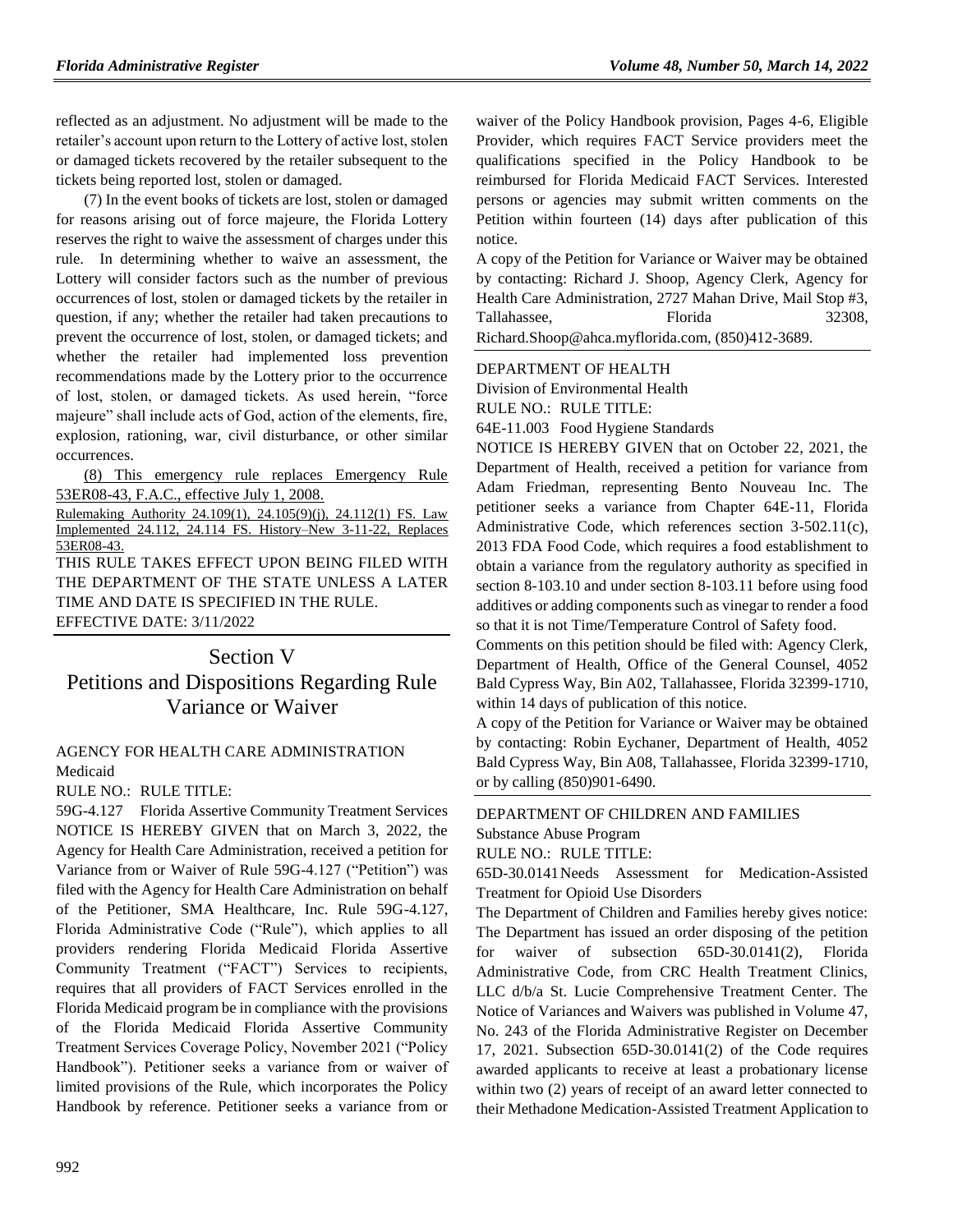reflected as an adjustment. No adjustment will be made to the retailer's account upon return to the Lottery of active lost, stolen or damaged tickets recovered by the retailer subsequent to the tickets being reported lost, stolen or damaged.

(7) In the event books of tickets are lost, stolen or damaged for reasons arising out of force majeure, the Florida Lottery reserves the right to waive the assessment of charges under this rule. In determining whether to waive an assessment, the Lottery will consider factors such as the number of previous occurrences of lost, stolen or damaged tickets by the retailer in question, if any; whether the retailer had taken precautions to prevent the occurrence of lost, stolen, or damaged tickets; and whether the retailer had implemented loss prevention recommendations made by the Lottery prior to the occurrence of lost, stolen, or damaged tickets. As used herein, "force majeure" shall include acts of God, action of the elements, fire, explosion, rationing, war, civil disturbance, or other similar occurrences.

(8) This emergency rule replaces Emergency Rule 53ER08-43, F.A.C., effective July 1, 2008.

Rulemaking Authority 24.109(1), 24.105(9)(j), 24.112(1) FS. Law Implemented 24.112, 24.114 FS. History–New 3-11-22, Replaces 53ER08-43.

THIS RULE TAKES EFFECT UPON BEING FILED WITH THE DEPARTMENT OF THE STATE UNLESS A LATER TIME AND DATE IS SPECIFIED IN THE RULE.

EFFECTIVE DATE: 3/11/2022

# Section V
# Petitions and Dispositions Regarding Rule Variance or Waiver

AGENCY FOR HEALTH CARE ADMINISTRATION

Medicaid

RULE NO.: RULE TITLE:

59G-4.127 Florida Assertive Community Treatment Services

NOTICE IS HEREBY GIVEN that on March 3, 2022, the Agency for Health Care Administration, received a petition for Variance from or Waiver of Rule 59G-4.127 ("Petition") was filed with the Agency for Health Care Administration on behalf of the Petitioner, SMA Healthcare, Inc. Rule 59G-4.127, Florida Administrative Code ("Rule"), which applies to all providers rendering Florida Medicaid Florida Assertive Community Treatment ("FACT") Services to recipients, requires that all providers of FACT Services enrolled in the Florida Medicaid program be in compliance with the provisions of the Florida Medicaid Florida Assertive Community Treatment Services Coverage Policy, November 2021 ("Policy Handbook"). Petitioner seeks a variance from or waiver of limited provisions of the Rule, which incorporates the Policy Handbook by reference. Petitioner seeks a variance from or waiver of the Policy Handbook provision, Pages 4-6, Eligible Provider, which requires FACT Service providers meet the qualifications specified in the Policy Handbook to be reimbursed for Florida Medicaid FACT Services. Interested persons or agencies may submit written comments on the Petition within fourteen (14) days after publication of this notice.

A copy of the Petition for Variance or Waiver may be obtained by contacting: Richard J. Shoop, Agency Clerk, Agency for Health Care Administration, 2727 Mahan Drive, Mail Stop #3, Tallahassee, Florida 32308, Richard.Shoop@ahca.myflorida.com, (850)412-3689.

DEPARTMENT OF HEALTH

Division of Environmental Health

RULE NO.: RULE TITLE:

64E-11.003 Food Hygiene Standards

NOTICE IS HEREBY GIVEN that on October 22, 2021, the Department of Health, received a petition for variance from Adam Friedman, representing Bento Nouveau Inc. The petitioner seeks a variance from Chapter 64E-11, Florida Administrative Code, which references section 3-502.11(c), 2013 FDA Food Code, which requires a food establishment to obtain a variance from the regulatory authority as specified in section 8-103.10 and under section 8-103.11 before using food additives or adding components such as vinegar to render a food so that it is not Time/Temperature Control of Safety food.

Comments on this petition should be filed with: Agency Clerk, Department of Health, Office of the General Counsel, 4052 Bald Cypress Way, Bin A02, Tallahassee, Florida 32399-1710, within 14 days of publication of this notice.

A copy of the Petition for Variance or Waiver may be obtained by contacting: Robin Eychaner, Department of Health, 4052 Bald Cypress Way, Bin A08, Tallahassee, Florida 32399-1710, or by calling (850)901-6490.

DEPARTMENT OF CHILDREN AND FAMILIES

Substance Abuse Program

RULE NO.: RULE TITLE:

65D-30.0141 Needs Assessment for Medication-Assisted Treatment for Opioid Use Disorders

The Department of Children and Families hereby gives notice: The Department has issued an order disposing of the petition for waiver of subsection 65D-30.0141(2), Florida Administrative Code, from CRC Health Treatment Clinics, LLC d/b/a St. Lucie Comprehensive Treatment Center. The Notice of Variances and Waivers was published in Volume 47, No. 243 of the Florida Administrative Register on December 17, 2021. Subsection 65D-30.0141(2) of the Code requires awarded applicants to receive at least a probationary license within two (2) years of receipt of an award letter connected to their Methadone Medication-Assisted Treatment Application to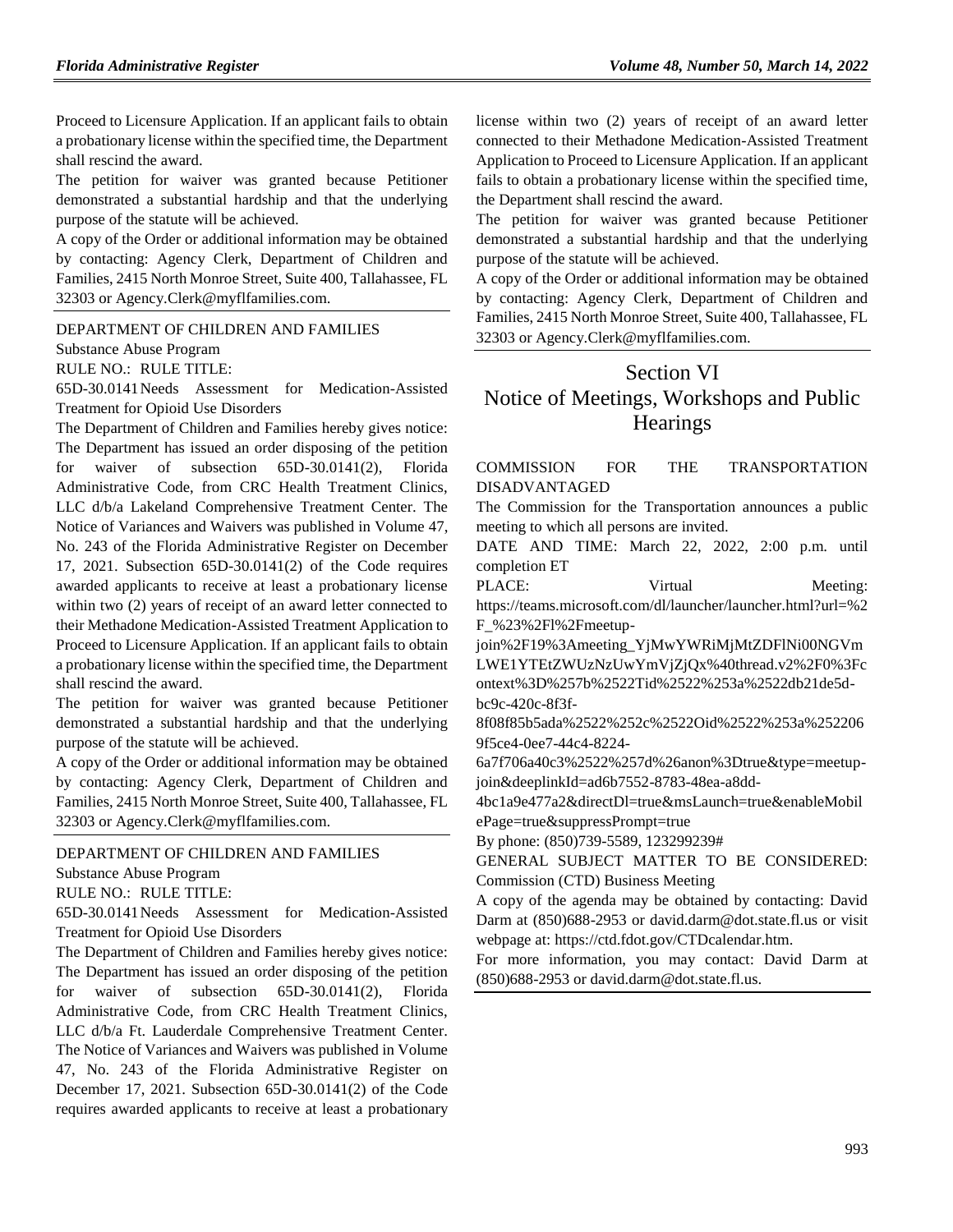Proceed to Licensure Application. If an applicant fails to obtain a probationary license within the specified time, the Department shall rescind the award.

The petition for waiver was granted because Petitioner demonstrated a substantial hardship and that the underlying purpose of the statute will be achieved.

A copy of the Order or additional information may be obtained by contacting: Agency Clerk, Department of Children and Families, 2415 North Monroe Street, Suite 400, Tallahassee, FL 32303 or Agency.Clerk@myflfamilies.com.

---

DEPARTMENT OF CHILDREN AND FAMILIES

Substance Abuse Program

RULE NO.: RULE TITLE:

65D-30.0141 Needs Assessment for Medication-Assisted Treatment for Opioid Use Disorders

The Department of Children and Families hereby gives notice: The Department has issued an order disposing of the petition for waiver of subsection 65D-30.0141(2), Florida Administrative Code, from CRC Health Treatment Clinics, LLC d/b/a Lakeland Comprehensive Treatment Center. The Notice of Variances and Waivers was published in Volume 47, No. 243 of the Florida Administrative Register on December 17, 2021. Subsection 65D-30.0141(2) of the Code requires awarded applicants to receive at least a probationary license within two (2) years of receipt of an award letter connected to their Methadone Medication-Assisted Treatment Application to Proceed to Licensure Application. If an applicant fails to obtain a probationary license within the specified time, the Department shall rescind the award.

The petition for waiver was granted because Petitioner demonstrated a substantial hardship and that the underlying purpose of the statute will be achieved.

A copy of the Order or additional information may be obtained by contacting: Agency Clerk, Department of Children and Families, 2415 North Monroe Street, Suite 400, Tallahassee, FL 32303 or Agency.Clerk@myflfamilies.com.

---

DEPARTMENT OF CHILDREN AND FAMILIES

Substance Abuse Program

RULE NO.: RULE TITLE:

65D-30.0141 Needs Assessment for Medication-Assisted Treatment for Opioid Use Disorders

The Department of Children and Families hereby gives notice: The Department has issued an order disposing of the petition for waiver of subsection 65D-30.0141(2), Florida Administrative Code, from CRC Health Treatment Clinics, LLC d/b/a Ft. Lauderdale Comprehensive Treatment Center. The Notice of Variances and Waivers was published in Volume 47, No. 243 of the Florida Administrative Register on December 17, 2021. Subsection 65D-30.0141(2) of the Code requires awarded applicants to receive at least a probationary license within two (2) years of receipt of an award letter connected to their Methadone Medication-Assisted Treatment Application to Proceed to Licensure Application. If an applicant fails to obtain a probationary license within the specified time, the Department shall rescind the award.

The petition for waiver was granted because Petitioner demonstrated a substantial hardship and that the underlying purpose of the statute will be achieved.

A copy of the Order or additional information may be obtained by contacting: Agency Clerk, Department of Children and Families, 2415 North Monroe Street, Suite 400, Tallahassee, FL 32303 or Agency.Clerk@myflfamilies.com.

---

# Section VI
# Notice of Meetings, Workshops and Public Hearings

COMMISSION FOR THE TRANSPORTATION DISADVANTAGED

The Commission for the Transportation announces a public meeting to which all persons are invited.

DATE AND TIME: March 22, 2022, 2:00 p.m. until completion ET

PLACE: Virtual Meeting: https://teams.microsoft.com/dl/launcher/launcher.html?url=%2F_%23%2Fl%2Fmeetup-join%2F19%3Ameeting_YjMwYWRiMjMtZDFlNi00NGVmLWE1YTEtZWUzNzUwYmVjZjQx%40thread.v2%2F0%3Fcontext%3D%257b%2522Tid%2522%253a%2522db21de5d-bc9c-420c-8f3f-8f08f85b5ada%2522%252c%2522Oid%2522%253a%2522069f5ce4-0ee7-44c4-8224-6a7f706a40c3%2522%257d%26anon%3Dtrue&type=meetup-join&deeplinkId=ad6b7552-8783-48ea-a8dd-4bc1a9e477a2&directDl=true&msLaunch=true&enableMobilePage=true&suppressPrompt=true

By phone: (850)739-5589, 123299239#

GENERAL SUBJECT MATTER TO BE CONSIDERED: Commission (CTD) Business Meeting

A copy of the agenda may be obtained by contacting: David Darm at (850)688-2953 or david.darm@dot.state.fl.us or visit webpage at: https://ctd.fdot.gov/CTDcalendar.htm.

For more information, you may contact: David Darm at (850)688-2953 or david.darm@dot.state.fl.us.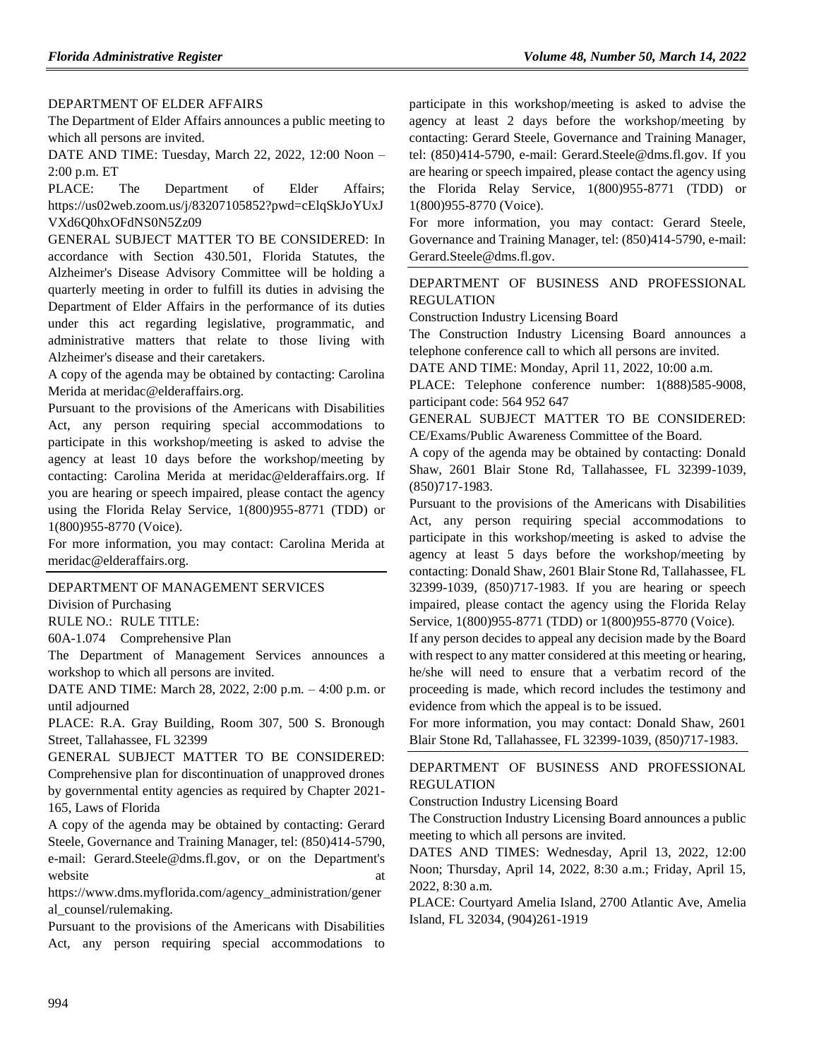DEPARTMENT OF ELDER AFFAIRS

The Department of Elder Affairs announces a public meeting to which all persons are invited.

DATE AND TIME: Tuesday, March 22, 2022, 12:00 Noon – 2:00 p.m. ET

PLACE: The Department of Elder Affairs; https://us02web.zoom.us/j/83207105852?pwd=cElqSkJoYUxJVXd6Q0hxOFdNS0N5Zz09

GENERAL SUBJECT MATTER TO BE CONSIDERED: In accordance with Section 430.501, Florida Statutes, the Alzheimer's Disease Advisory Committee will be holding a quarterly meeting in order to fulfill its duties in advising the Department of Elder Affairs in the performance of its duties under this act regarding legislative, programmatic, and administrative matters that relate to those living with Alzheimer's disease and their caretakers.

A copy of the agenda may be obtained by contacting: Carolina Merida at meridac@elderaffairs.org.

Pursuant to the provisions of the Americans with Disabilities Act, any person requiring special accommodations to participate in this workshop/meeting is asked to advise the agency at least 10 days before the workshop/meeting by contacting: Carolina Merida at meridac@elderaffairs.org. If you are hearing or speech impaired, please contact the agency using the Florida Relay Service, 1(800)955-8771 (TDD) or 1(800)955-8770 (Voice).

For more information, you may contact: Carolina Merida at meridac@elderaffairs.org.

---

DEPARTMENT OF MANAGEMENT SERVICES

Division of Purchasing

RULE NO.: RULE TITLE:

60A-1.074 Comprehensive Plan

The Department of Management Services announces a workshop to which all persons are invited.

DATE AND TIME: March 28, 2022, 2:00 p.m. – 4:00 p.m. or until adjourned

PLACE: R.A. Gray Building, Room 307, 500 S. Bronough Street, Tallahassee, FL 32399

GENERAL SUBJECT MATTER TO BE CONSIDERED: Comprehensive plan for discontinuation of unapproved drones by governmental entity agencies as required by Chapter 2021-165, Laws of Florida

A copy of the agenda may be obtained by contacting: Gerard Steele, Governance and Training Manager, tel: (850)414-5790, e-mail: Gerard.Steele@dms.fl.gov, or on the Department's website at https://www.dms.myflorida.com/agency_administration/general_counsel/rulemaking.

Pursuant to the provisions of the Americans with Disabilities Act, any person requiring special accommodations to participate in this workshop/meeting is asked to advise the agency at least 2 days before the workshop/meeting by contacting: Gerard Steele, Governance and Training Manager, tel: (850)414-5790, e-mail: Gerard.Steele@dms.fl.gov. If you are hearing or speech impaired, please contact the agency using the Florida Relay Service, 1(800)955-8771 (TDD) or 1(800)955-8770 (Voice).

For more information, you may contact: Gerard Steele, Governance and Training Manager, tel: (850)414-5790, e-mail: Gerard.Steele@dms.fl.gov.

---

DEPARTMENT OF BUSINESS AND PROFESSIONAL REGULATION

Construction Industry Licensing Board

The Construction Industry Licensing Board announces a telephone conference call to which all persons are invited.

DATE AND TIME: Monday, April 11, 2022, 10:00 a.m.

PLACE: Telephone conference number: 1(888)585-9008, participant code: 564 952 647

GENERAL SUBJECT MATTER TO BE CONSIDERED: CE/Exams/Public Awareness Committee of the Board.

A copy of the agenda may be obtained by contacting: Donald Shaw, 2601 Blair Stone Rd, Tallahassee, FL 32399-1039, (850)717-1983.

Pursuant to the provisions of the Americans with Disabilities Act, any person requiring special accommodations to participate in this workshop/meeting is asked to advise the agency at least 5 days before the workshop/meeting by contacting: Donald Shaw, 2601 Blair Stone Rd, Tallahassee, FL 32399-1039, (850)717-1983. If you are hearing or speech impaired, please contact the agency using the Florida Relay Service, 1(800)955-8771 (TDD) or 1(800)955-8770 (Voice).

If any person decides to appeal any decision made by the Board with respect to any matter considered at this meeting or hearing, he/she will need to ensure that a verbatim record of the proceeding is made, which record includes the testimony and evidence from which the appeal is to be issued.

For more information, you may contact: Donald Shaw, 2601 Blair Stone Rd, Tallahassee, FL 32399-1039, (850)717-1983.

---

DEPARTMENT OF BUSINESS AND PROFESSIONAL REGULATION

Construction Industry Licensing Board

The Construction Industry Licensing Board announces a public meeting to which all persons are invited.

DATES AND TIMES: Wednesday, April 13, 2022, 12:00 Noon; Thursday, April 14, 2022, 8:30 a.m.; Friday, April 15, 2022, 8:30 a.m.

PLACE: Courtyard Amelia Island, 2700 Atlantic Ave, Amelia Island, FL 32034, (904)261-1919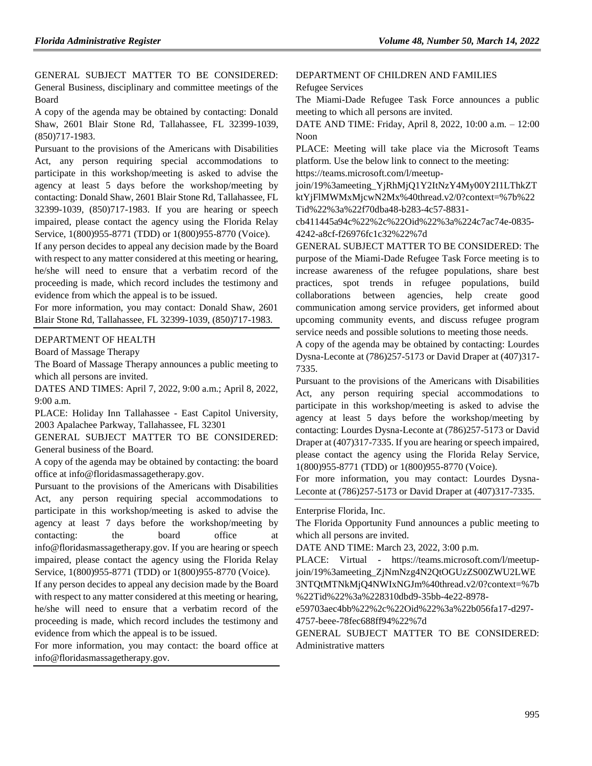GENERAL SUBJECT MATTER TO BE CONSIDERED: General Business, disciplinary and committee meetings of the Board

A copy of the agenda may be obtained by contacting: Donald Shaw, 2601 Blair Stone Rd, Tallahassee, FL 32399-1039, (850)717-1983.

Pursuant to the provisions of the Americans with Disabilities Act, any person requiring special accommodations to participate in this workshop/meeting is asked to advise the agency at least 5 days before the workshop/meeting by contacting: Donald Shaw, 2601 Blair Stone Rd, Tallahassee, FL 32399-1039, (850)717-1983. If you are hearing or speech impaired, please contact the agency using the Florida Relay Service, 1(800)955-8771 (TDD) or 1(800)955-8770 (Voice).

If any person decides to appeal any decision made by the Board with respect to any matter considered at this meeting or hearing, he/she will need to ensure that a verbatim record of the proceeding is made, which record includes the testimony and evidence from which the appeal is to be issued.

For more information, you may contact: Donald Shaw, 2601 Blair Stone Rd, Tallahassee, FL 32399-1039, (850)717-1983.

DEPARTMENT OF HEALTH

Board of Massage Therapy

The Board of Massage Therapy announces a public meeting to which all persons are invited.

DATES AND TIMES: April 7, 2022, 9:00 a.m.; April 8, 2022, 9:00 a.m.

PLACE: Holiday Inn Tallahassee - East Capitol University, 2003 Apalachee Parkway, Tallahassee, FL 32301

GENERAL SUBJECT MATTER TO BE CONSIDERED: General business of the Board.

A copy of the agenda may be obtained by contacting: the board office at info@floridasmassagetherapy.gov.

Pursuant to the provisions of the Americans with Disabilities Act, any person requiring special accommodations to participate in this workshop/meeting is asked to advise the agency at least 7 days before the workshop/meeting by contacting: the board office at info@floridasmassagetherapy.gov. If you are hearing or speech impaired, please contact the agency using the Florida Relay Service, 1(800)955-8771 (TDD) or 1(800)955-8770 (Voice).

If any person decides to appeal any decision made by the Board with respect to any matter considered at this meeting or hearing, he/she will need to ensure that a verbatim record of the proceeding is made, which record includes the testimony and evidence from which the appeal is to be issued.

For more information, you may contact: the board office at info@floridasmassagetherapy.gov.

DEPARTMENT OF CHILDREN AND FAMILIES

Refugee Services

The Miami-Dade Refugee Task Force announces a public meeting to which all persons are invited.

DATE AND TIME: Friday, April 8, 2022, 10:00 a.m. – 12:00 Noon

PLACE: Meeting will take place via the Microsoft Teams platform. Use the below link to connect to the meeting: https://teams.microsoft.com/l/meetup-join/19%3ameeting_YjRhMjQ1Y2ItNzY4My00Y2I1LThkZTktYjFlMWMxMjcwN2Mx%40thread.v2/0?context=%7b%22Tid%22%3a%22f70dba48-b283-4c57-8831-cb411445a94c%22%2c%22Oid%22%3a%224c7ac74e-0835-4242-a8cf-f26976fc1c32%22%7d

GENERAL SUBJECT MATTER TO BE CONSIDERED: The purpose of the Miami-Dade Refugee Task Force meeting is to increase awareness of the refugee populations, share best practices, spot trends in refugee populations, build collaborations between agencies, help create good communication among service providers, get informed about upcoming community events, and discuss refugee program service needs and possible solutions to meeting those needs.

A copy of the agenda may be obtained by contacting: Lourdes Dysna-Leconte at (786)257-5173 or David Draper at (407)317-7335.

Pursuant to the provisions of the Americans with Disabilities Act, any person requiring special accommodations to participate in this workshop/meeting is asked to advise the agency at least 5 days before the workshop/meeting by contacting: Lourdes Dysna-Leconte at (786)257-5173 or David Draper at (407)317-7335. If you are hearing or speech impaired, please contact the agency using the Florida Relay Service, 1(800)955-8771 (TDD) or 1(800)955-8770 (Voice).

For more information, you may contact: Lourdes Dysna-Leconte at (786)257-5173 or David Draper at (407)317-7335.

Enterprise Florida, Inc.

The Florida Opportunity Fund announces a public meeting to which all persons are invited.

DATE AND TIME: March 23, 2022, 3:00 p.m.

PLACE: Virtual - https://teams.microsoft.com/l/meetup-join/19%3ameeting_ZjNmNzg4N2QtOGUzZS00ZWU2LWE3NTQtMTNkMjQ4NWIxNGJm%40thread.v2/0?context=%7b%22Tid%22%3a%228310dbd9-35bb-4e22-8978-e59703aec4bb%22%2c%22Oid%22%3a%22b056fa17-d297-4757-beee-78fec688ff94%22%7d

GENERAL SUBJECT MATTER TO BE CONSIDERED: Administrative matters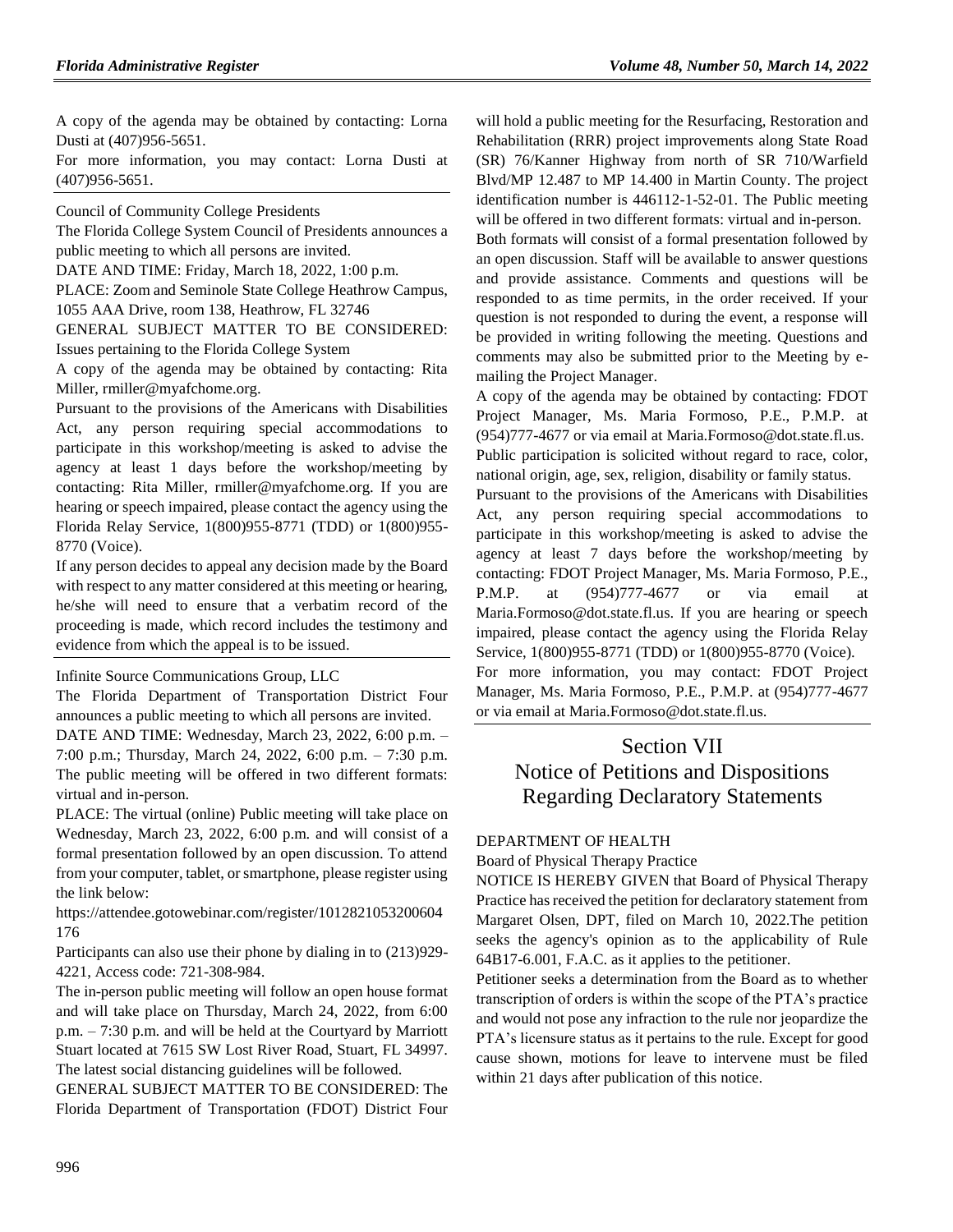A copy of the agenda may be obtained by contacting: Lorna Dusti at (407)956-5651.

For more information, you may contact: Lorna Dusti at (407)956-5651.

---

Council of Community College Presidents

The Florida College System Council of Presidents announces a public meeting to which all persons are invited.

DATE AND TIME: Friday, March 18, 2022, 1:00 p.m.

PLACE: Zoom and Seminole State College Heathrow Campus, 1055 AAA Drive, room 138, Heathrow, FL 32746

GENERAL SUBJECT MATTER TO BE CONSIDERED: Issues pertaining to the Florida College System

A copy of the agenda may be obtained by contacting: Rita Miller, rmiller@myafchome.org.

Pursuant to the provisions of the Americans with Disabilities Act, any person requiring special accommodations to participate in this workshop/meeting is asked to advise the agency at least 1 days before the workshop/meeting by contacting: Rita Miller, rmiller@myafchome.org. If you are hearing or speech impaired, please contact the agency using the Florida Relay Service, 1(800)955-8771 (TDD) or 1(800)955-8770 (Voice).

If any person decides to appeal any decision made by the Board with respect to any matter considered at this meeting or hearing, he/she will need to ensure that a verbatim record of the proceeding is made, which record includes the testimony and evidence from which the appeal is to be issued.

---

Infinite Source Communications Group, LLC

The Florida Department of Transportation District Four announces a public meeting to which all persons are invited.

DATE AND TIME: Wednesday, March 23, 2022, 6:00 p.m. – 7:00 p.m.; Thursday, March 24, 2022, 6:00 p.m. – 7:30 p.m. The public meeting will be offered in two different formats: virtual and in-person.

PLACE: The virtual (online) Public meeting will take place on Wednesday, March 23, 2022, 6:00 p.m. and will consist of a formal presentation followed by an open discussion. To attend from your computer, tablet, or smartphone, please register using the link below:

https://attendee.gotowebinar.com/register/1012821053200604176

Participants can also use their phone by dialing in to (213)929-4221, Access code: 721-308-984.

The in-person public meeting will follow an open house format and will take place on Thursday, March 24, 2022, from 6:00 p.m. – 7:30 p.m. and will be held at the Courtyard by Marriott Stuart located at 7615 SW Lost River Road, Stuart, FL 34997. The latest social distancing guidelines will be followed.

GENERAL SUBJECT MATTER TO BE CONSIDERED: The Florida Department of Transportation (FDOT) District Four will hold a public meeting for the Resurfacing, Restoration and Rehabilitation (RRR) project improvements along State Road (SR) 76/Kanner Highway from north of SR 710/Warfield Blvd/MP 12.487 to MP 14.400 in Martin County. The project identification number is 446112-1-52-01. The Public meeting will be offered in two different formats: virtual and in-person. Both formats will consist of a formal presentation followed by an open discussion. Staff will be available to answer questions and provide assistance. Comments and questions will be responded to as time permits, in the order received. If your question is not responded to during the event, a response will be provided in writing following the meeting. Questions and comments may also be submitted prior to the Meeting by e-mailing the Project Manager.

A copy of the agenda may be obtained by contacting: FDOT Project Manager, Ms. Maria Formoso, P.E., P.M.P. at (954)777-4677 or via email at Maria.Formoso@dot.state.fl.us.

Public participation is solicited without regard to race, color, national origin, age, sex, religion, disability or family status.

Pursuant to the provisions of the Americans with Disabilities Act, any person requiring special accommodations to participate in this workshop/meeting is asked to advise the agency at least 7 days before the workshop/meeting by contacting: FDOT Project Manager, Ms. Maria Formoso, P.E., P.M.P. at (954)777-4677 or via email at Maria.Formoso@dot.state.fl.us. If you are hearing or speech impaired, please contact the agency using the Florida Relay Service, 1(800)955-8771 (TDD) or 1(800)955-8770 (Voice).

For more information, you may contact: FDOT Project Manager, Ms. Maria Formoso, P.E., P.M.P. at (954)777-4677 or via email at Maria.Formoso@dot.state.fl.us.

---

# Section VII
# Notice of Petitions and Dispositions Regarding Declaratory Statements

DEPARTMENT OF HEALTH

Board of Physical Therapy Practice

NOTICE IS HEREBY GIVEN that Board of Physical Therapy Practice has received the petition for declaratory statement from Margaret Olsen, DPT, filed on March 10, 2022.The petition seeks the agency's opinion as to the applicability of Rule 64B17-6.001, F.A.C. as it applies to the petitioner.

Petitioner seeks a determination from the Board as to whether transcription of orders is within the scope of the PTA's practice and would not pose any infraction to the rule nor jeopardize the PTA's licensure status as it pertains to the rule. Except for good cause shown, motions for leave to intervene must be filed within 21 days after publication of this notice.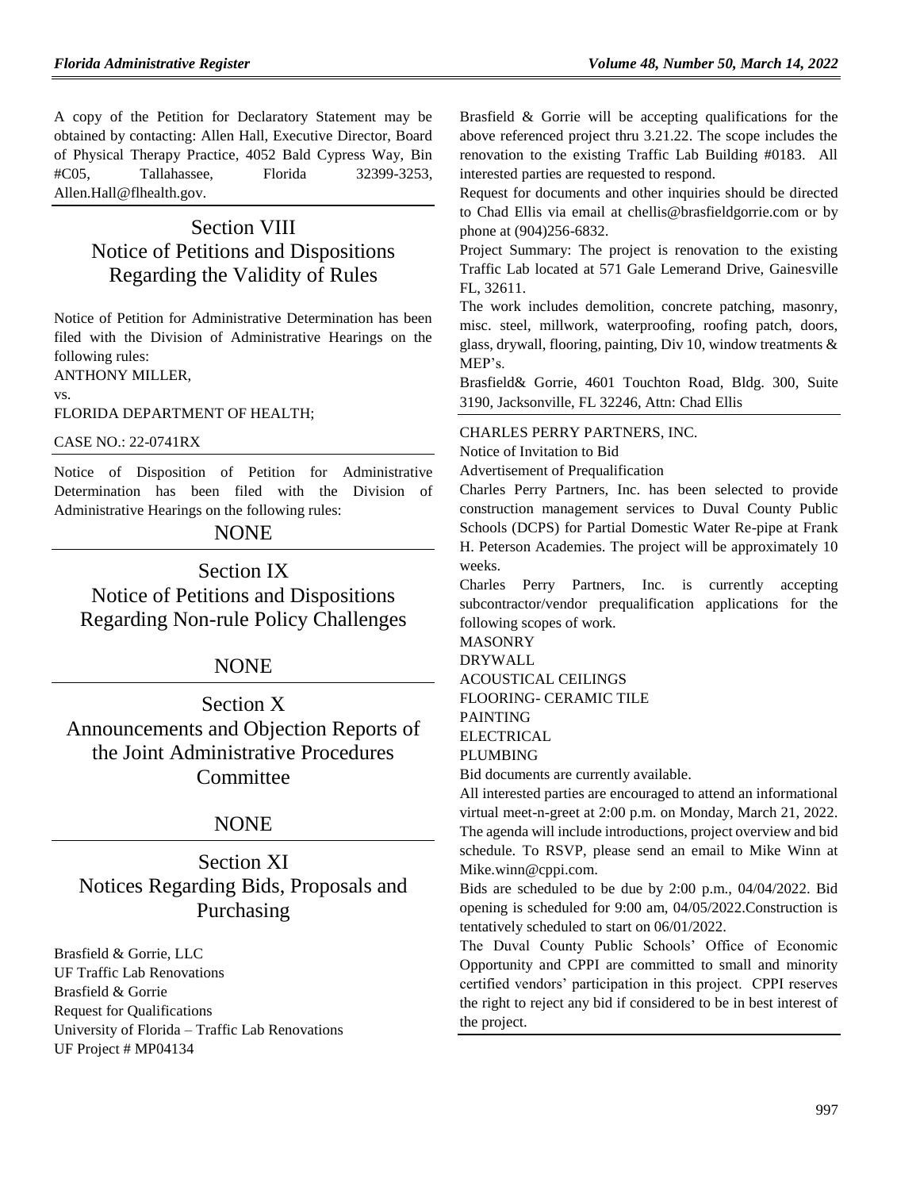A copy of the Petition for Declaratory Statement may be obtained by contacting: Allen Hall, Executive Director, Board of Physical Therapy Practice, 4052 Bald Cypress Way, Bin #C05, Tallahassee, Florida 32399-3253, Allen.Hall@flhealth.gov.

## Section VIII
## Notice of Petitions and Dispositions Regarding the Validity of Rules

Notice of Petition for Administrative Determination has been filed with the Division of Administrative Hearings on the following rules:

ANTHONY MILLER,

vs.

FLORIDA DEPARTMENT OF HEALTH;

CASE NO.: 22-0741RX

Notice of Disposition of Petition for Administrative Determination has been filed with the Division of Administrative Hearings on the following rules:

NONE

## Section IX
## Notice of Petitions and Dispositions Regarding Non-rule Policy Challenges

NONE

## Section X
## Announcements and Objection Reports of the Joint Administrative Procedures Committee

NONE

## Section XI
## Notices Regarding Bids, Proposals and Purchasing

Brasfield & Gorrie, LLC
UF Traffic Lab Renovations
Brasfield & Gorrie
Request for Qualifications
University of Florida – Traffic Lab Renovations
UF Project # MP04134

Brasfield & Gorrie will be accepting qualifications for the above referenced project thru 3.21.22. The scope includes the renovation to the existing Traffic Lab Building #0183. All interested parties are requested to respond.

Request for documents and other inquiries should be directed to Chad Ellis via email at chellis@brasfieldgorrie.com or by phone at (904)256-6832.

Project Summary: The project is renovation to the existing Traffic Lab located at 571 Gale Lemerand Drive, Gainesville FL, 32611.

The work includes demolition, concrete patching, masonry, misc. steel, millwork, waterproofing, roofing patch, doors, glass, drywall, flooring, painting, Div 10, window treatments & MEP's.

Brasfield& Gorrie, 4601 Touchton Road, Bldg. 300, Suite 3190, Jacksonville, FL 32246, Attn: Chad Ellis

CHARLES PERRY PARTNERS, INC.

Notice of Invitation to Bid

Advertisement of Prequalification

Charles Perry Partners, Inc. has been selected to provide construction management services to Duval County Public Schools (DCPS) for Partial Domestic Water Re-pipe at Frank H. Peterson Academies. The project will be approximately 10 weeks.

Charles Perry Partners, Inc. is currently accepting subcontractor/vendor prequalification applications for the following scopes of work.

MASONRY
DRYWALL
ACOUSTICAL CEILINGS
FLOORING- CERAMIC TILE
PAINTING
ELECTRICAL
PLUMBING

Bid documents are currently available.

All interested parties are encouraged to attend an informational virtual meet-n-greet at 2:00 p.m. on Monday, March 21, 2022. The agenda will include introductions, project overview and bid schedule. To RSVP, please send an email to Mike Winn at Mike.winn@cppi.com.

Bids are scheduled to be due by 2:00 p.m., 04/04/2022. Bid opening is scheduled for 9:00 am, 04/05/2022.Construction is tentatively scheduled to start on 06/01/2022.

The Duval County Public Schools' Office of Economic Opportunity and CPPI are committed to small and minority certified vendors' participation in this project. CPPI reserves the right to reject any bid if considered to be in best interest of the project.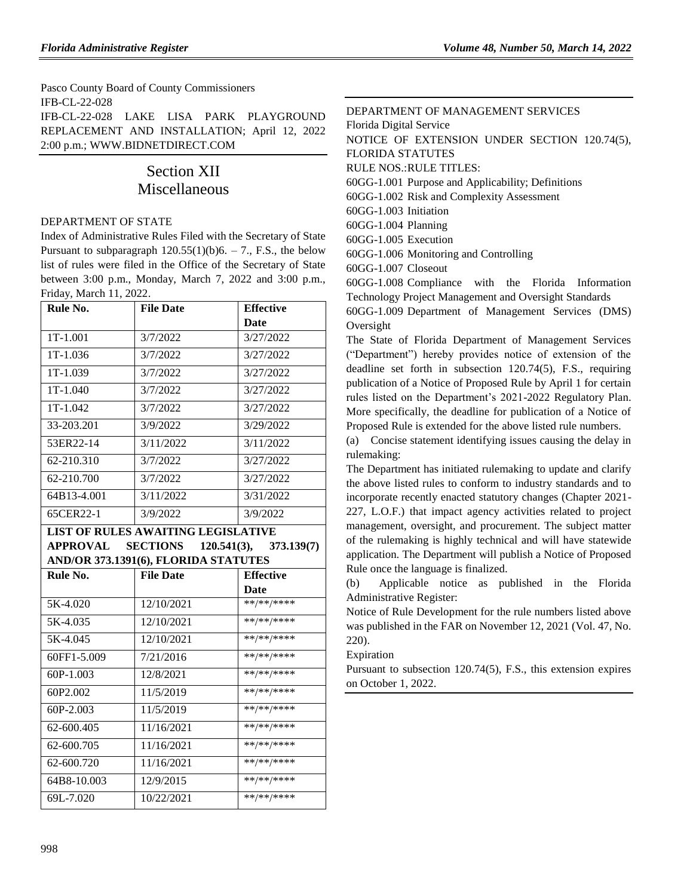Pasco County Board of County Commissioners
IFB-CL-22-028
IFB-CL-22-028 LAKE LISA PARK PLAYGROUND REPLACEMENT AND INSTALLATION; April 12, 2022 2:00 p.m.; WWW.BIDNETDIRECT.COM

# Section XII
# Miscellaneous

DEPARTMENT OF STATE

Index of Administrative Rules Filed with the Secretary of State Pursuant to subparagraph 120.55(1)(b)6. – 7., F.S., the below list of rules were filed in the Office of the Secretary of State between 3:00 p.m., Monday, March 7, 2022 and 3:00 p.m., Friday, March 11, 2022.

| Rule No. | File Date | Effective Date |
|---|---|---|
| 1T-1.001 | 3/7/2022 | 3/27/2022 |
| 1T-1.036 | 3/7/2022 | 3/27/2022 |
| 1T-1.039 | 3/7/2022 | 3/27/2022 |
| 1T-1.040 | 3/7/2022 | 3/27/2022 |
| 1T-1.042 | 3/7/2022 | 3/27/2022 |
| 33-203.201 | 3/9/2022 | 3/29/2022 |
| 53ER22-14 | 3/11/2022 | 3/11/2022 |
| 62-210.310 | 3/7/2022 | 3/27/2022 |
| 62-210.700 | 3/7/2022 | 3/27/2022 |
| 64B13-4.001 | 3/11/2022 | 3/31/2022 |
| 65CER22-1 | 3/9/2022 | 3/9/2022 |

**LIST OF RULES AWAITING LEGISLATIVE APPROVAL SECTIONS 120.541(3), 373.139(7) AND/OR 373.1391(6), FLORIDA STATUTES**

| Rule No. | File Date | Effective Date |
|---|---|---|
| 5K-4.020 | 12/10/2021 | **/**/**** |
| 5K-4.035 | 12/10/2021 | **/**/**** |
| 5K-4.045 | 12/10/2021 | **/**/**** |
| 60FF1-5.009 | 7/21/2016 | **/**/**** |
| 60P-1.003 | 12/8/2021 | **/**/**** |
| 60P2.002 | 11/5/2019 | **/**/**** |
| 60P-2.003 | 11/5/2019 | **/**/**** |
| 62-600.405 | 11/16/2021 | **/**/**** |
| 62-600.705 | 11/16/2021 | **/**/**** |
| 62-600.720 | 11/16/2021 | **/**/**** |
| 64B8-10.003 | 12/9/2015 | **/**/**** |
| 69L-7.020 | 10/22/2021 | **/**/**** |

DEPARTMENT OF MANAGEMENT SERVICES

Florida Digital Service

NOTICE OF EXTENSION UNDER SECTION 120.74(5), FLORIDA STATUTES

RULE NOS.:RULE TITLES:

60GG-1.001 Purpose and Applicability; Definitions

60GG-1.002 Risk and Complexity Assessment

60GG-1.003 Initiation

60GG-1.004 Planning

60GG-1.005 Execution

60GG-1.006 Monitoring and Controlling

60GG-1.007 Closeout

60GG-1.008 Compliance with the Florida Information Technology Project Management and Oversight Standards

60GG-1.009 Department of Management Services (DMS) Oversight

The State of Florida Department of Management Services ("Department") hereby provides notice of extension of the deadline set forth in subsection 120.74(5), F.S., requiring publication of a Notice of Proposed Rule by April 1 for certain rules listed on the Department's 2021-2022 Regulatory Plan. More specifically, the deadline for publication of a Notice of Proposed Rule is extended for the above listed rule numbers.

(a) Concise statement identifying issues causing the delay in rulemaking:

The Department has initiated rulemaking to update and clarify the above listed rules to conform to industry standards and to incorporate recently enacted statutory changes (Chapter 2021-227, L.O.F.) that impact agency activities related to project management, oversight, and procurement. The subject matter of the rulemaking is highly technical and will have statewide application. The Department will publish a Notice of Proposed Rule once the language is finalized.

(b) Applicable notice as published in the Florida Administrative Register:

Notice of Rule Development for the rule numbers listed above was published in the FAR on November 12, 2021 (Vol. 47, No. 220).

Expiration

Pursuant to subsection 120.74(5), F.S., this extension expires on October 1, 2022.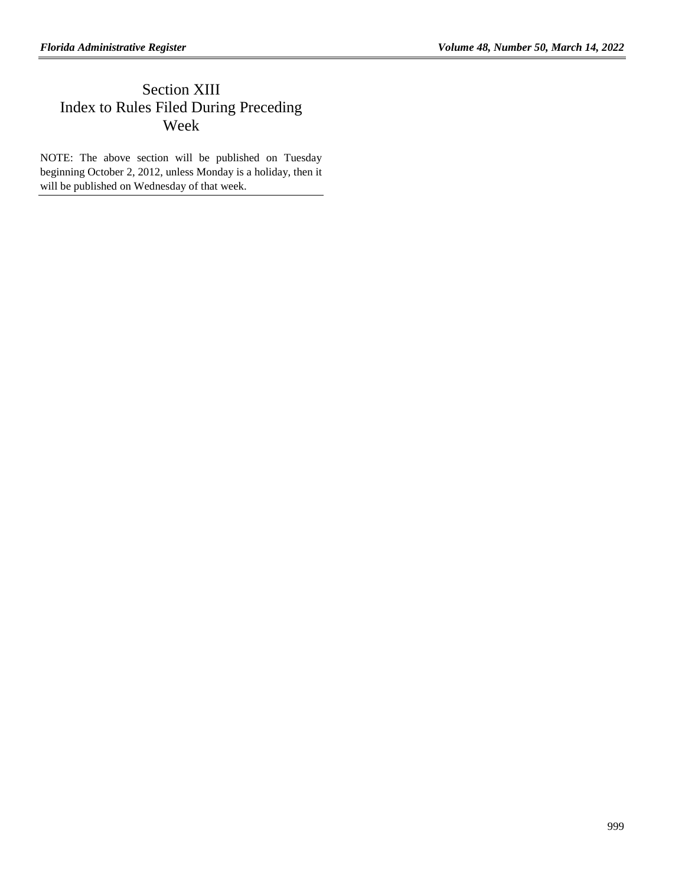# Section XIII
# Index to Rules Filed During Preceding Week

NOTE: The above section will be published on Tuesday beginning October 2, 2012, unless Monday is a holiday, then it will be published on Wednesday of that week.